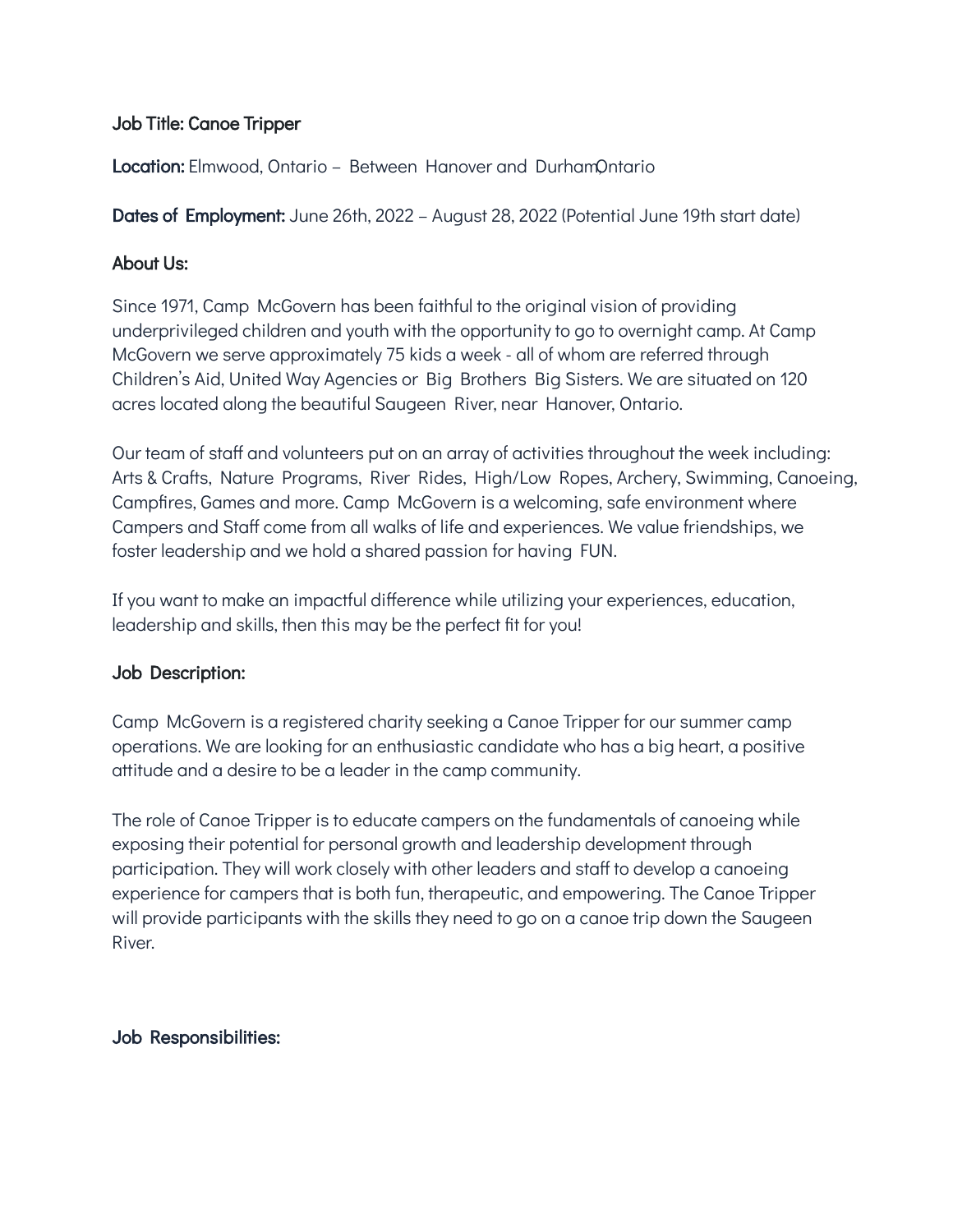**Job Title: Canoe Tripper**

**Location:** Elmwood, Ontario – Between Hanover and Durham,Ontario

**Dates of Employment:** June 26th, 2022 – August 28, 2022 (Potential June 19th start date)

**About Us:**

Since 1971, Camp McGovern has been faithful to the original vision of providing underprivileged children and youth with the opportunity to go to overnight camp. At Camp McGovern we serve approximately 75 kids a week - all of whom are referred through Children's Aid, United Way Agencies or Big Brothers Big Sisters. We are situated on 120 acres located along the beautiful Saugeen River, near Hanover, Ontario.

Our team of staff and volunteers put on an array of activities throughout the week including: Arts & Crafts, Nature Programs, River Rides, High/Low Ropes, Archery, Swimming, Canoeing, Campfires, Games and more. Camp McGovern is a welcoming, safe environment where Campers and Staff come from all walks of life and experiences. We value friendships, we foster leadership and we hold a shared passion for having FUN.

If you want to make an impactful difference while utilizing your experiences, education, leadership and skills, then this may be the perfect fit for you!

**Job Description:**

Camp McGovern is a registered charity seeking a Canoe Tripper for our summer camp operations. We are looking for an enthusiastic candidate who has a big heart, a positive attitude and a desire to be a leader in the camp community.

The role of Canoe Tripper is to educate campers on the fundamentals of canoeing while exposing their potential for personal growth and leadership development through participation. They will work closely with other leaders and staff to develop a canoeing experience for campers that is both fun, therapeutic, and empowering. The Canoe Tripper will provide participants with the skills they need to go on a canoe trip down the Saugeen River.

**Job Responsibilities:**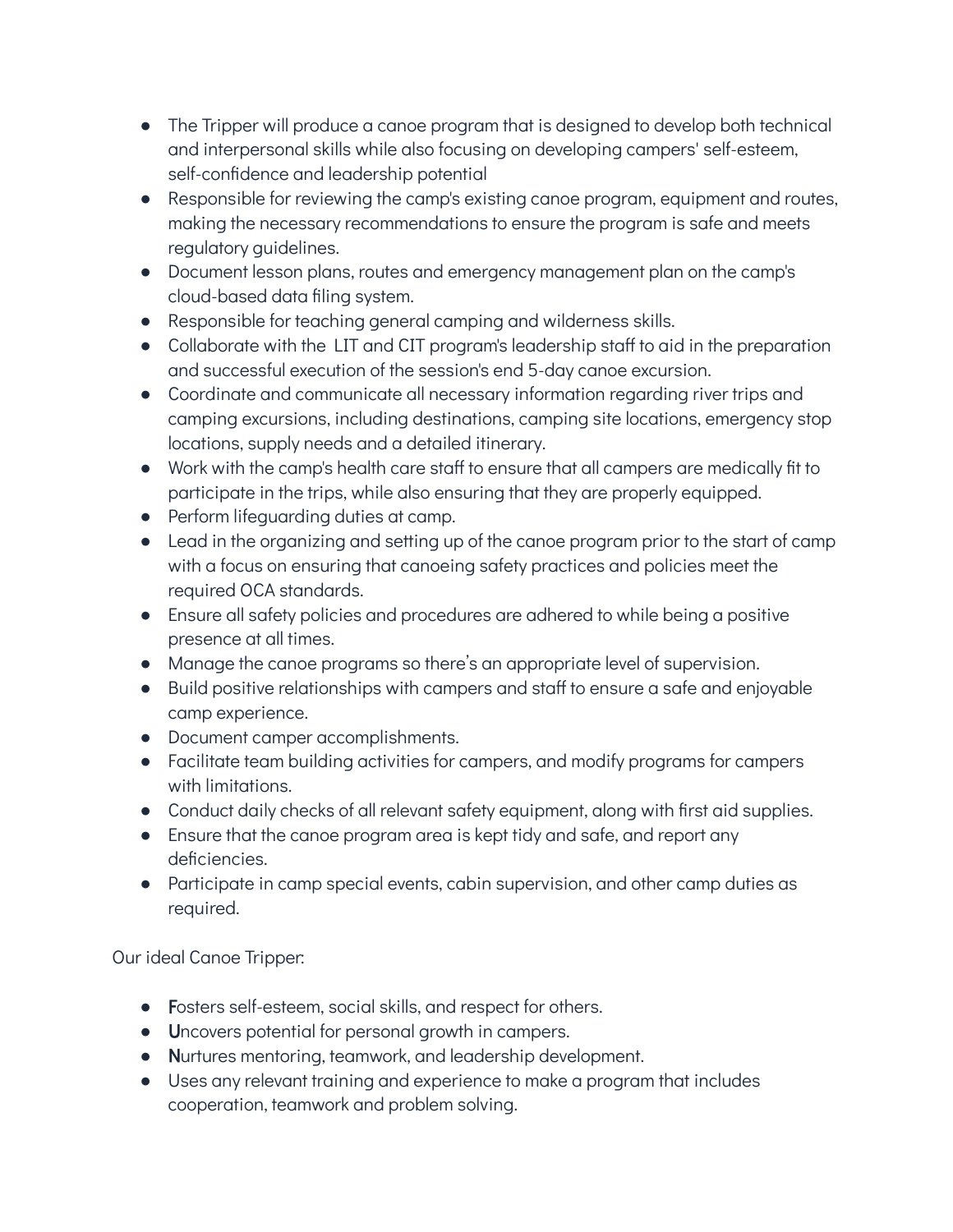- The Tripper will produce a canoe program that is designed to develop both technical and interpersonal skills while also focusing on developing campers' self-esteem, self-confidence and leadership potential
- Responsible for reviewing the camp's existing canoe program, equipment and routes, making the necessary recommendations to ensure the program is safe and meets regulatory guidelines.
- Document lesson plans, routes and emergency management plan on the camp's cloud-based data filing system.
- Responsible for teaching general camping and wilderness skills.
- Collaborate with the LIT and CIT program's leadership staff to aid in the preparation and successful execution of the session's end 5-day canoe excursion.
- Coordinate and communicate all necessary information regarding river trips and camping excursions, including destinations, camping site locations, emergency stop locations, supply needs and a detailed itinerary.
- Work with the camp's health care staff to ensure that all campers are medically fit to participate in the trips, while also ensuring that they are properly equipped.
- Perform lifeguarding duties at camp.
- Lead in the organizing and setting up of the canoe program prior to the start of camp with a focus on ensuring that canoeing safety practices and policies meet the required OCA standards.
- Ensure all safety policies and procedures are adhered to while being a positive presence at all times.
- Manage the canoe programs so there's an appropriate level of supervision.
- Build positive relationships with campers and staff to ensure a safe and enjoyable camp experience.
- Document camper accomplishments.
- Facilitate team building activities for campers, and modify programs for campers with limitations.
- Conduct daily checks of all relevant safety equipment, along with first aid supplies.
- Ensure that the canoe program area is kept tidy and safe, and report any deficiencies.
- Participate in camp special events, cabin supervision, and other camp duties as required.

Our ideal Canoe Tripper:

- **F**osters self-esteem, social skills, and respect for others.
- **U**ncovers potential for personal growth in campers.
- **N**urtures mentoring, teamwork, and leadership development.
- Uses any relevant training and experience to make a program that includes cooperation, teamwork and problem solving.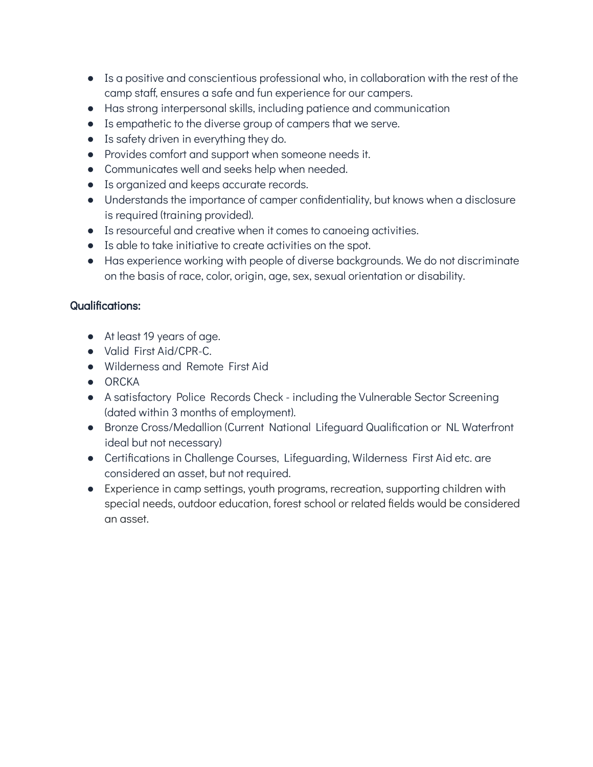- Is a positive and conscientious professional who, in collaboration with the rest of the camp staff, ensures a safe and fun experience for our campers.
- Has strong interpersonal skills, including patience and communication
- Is empathetic to the diverse group of campers that we serve.
- Is safety driven in everything they do.
- Provides comfort and support when someone needs it.
- Communicates well and seeks help when needed.
- Is organized and keeps accurate records.
- Understands the importance of camper confidentiality, but knows when a disclosure is required (training provided).
- Is resourceful and creative when it comes to canoeing activities.
- Is able to take initiative to create activities on the spot.
- Has experience working with people of diverse backgrounds. We do not discriminate on the basis of race, color, origin, age, sex, sexual orientation or disability.

### Qualifications:

- At least 19 years of age.
- Valid First Aid/CPR-C.
- Wilderness and Remote First Aid
- ORCKA
- A satisfactory Police Records Check - including the Vulnerable Sector Screening (dated within 3 months of employment).
- Bronze Cross/Medallion (Current National Lifeguard Qualification or NL Waterfront ideal but not necessary)
- Certifications in Challenge Courses, Lifeguarding, Wilderness First Aid etc. are considered an asset, but not required.
- Experience in camp settings, youth programs, recreation, supporting children with special needs, outdoor education, forest school or related fields would be considered an asset.